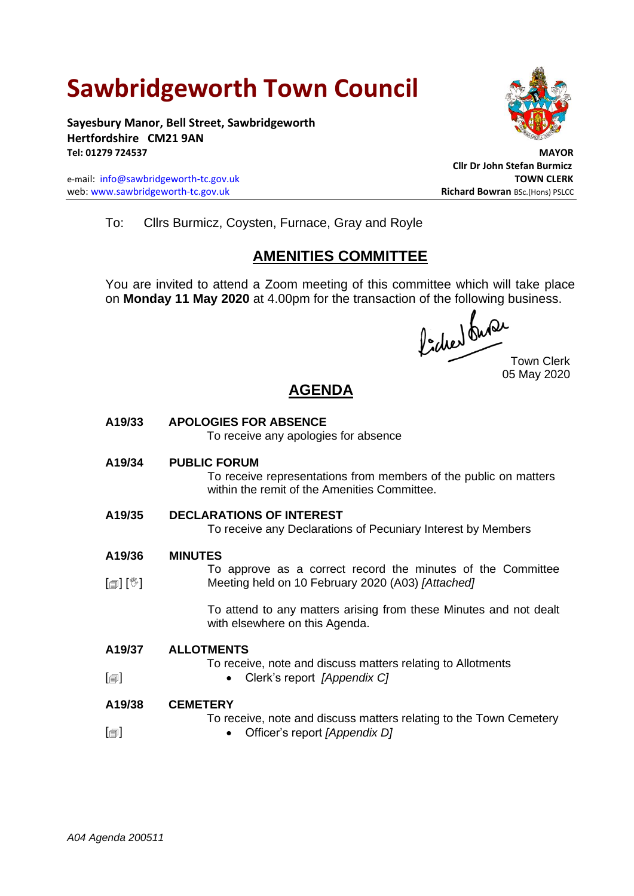# Sawbridgeworth Town Council

**Sayesbury Manor, Bell Street, Sawbridgeworth**
**Hertfordshire CM21 9AN**
**Tel: 01279 724537**

e-mail: info@sawbridgeworth-tc.gov.uk
web: www.sawbridgeworth-tc.gov.uk

**MAYOR**
**Cllr Dr John Stefan Burmicz**
**TOWN CLERK**
**Richard Bowran** BSc.(Hons) PSLCC

To: Cllrs Burmicz, Coysten, Furnace, Gray and Royle

## AMENITIES COMMITTEE

You are invited to attend a Zoom meeting of this committee which will take place on **Monday 11 May 2020** at 4.00pm for the transaction of the following business.

Town Clerk
05 May 2020

## AGENDA

**A19/33 APOLOGIES FOR ABSENCE**
To receive any apologies for absence

**A19/34 PUBLIC FORUM**
To receive representations from members of the public on matters within the remit of the Amenities Committee.

**A19/35 DECLARATIONS OF INTEREST**
To receive any Declarations of Pecuniary Interest by Members

**A19/36 MINUTES**
[🗐] [✋] To approve as a correct record the minutes of the Committee Meeting held on 10 February 2020 (A03) *[Attached]*

To attend to any matters arising from these Minutes and not dealt with elsewhere on this Agenda.

**A19/37 ALLOTMENTS**
To receive, note and discuss matters relating to Allotments
[🗐]
- Clerk's report *[Appendix C]*

**A19/38 CEMETERY**
To receive, note and discuss matters relating to the Town Cemetery
[🗐]
- Officer's report *[Appendix D]*

*A04 Agenda 200511*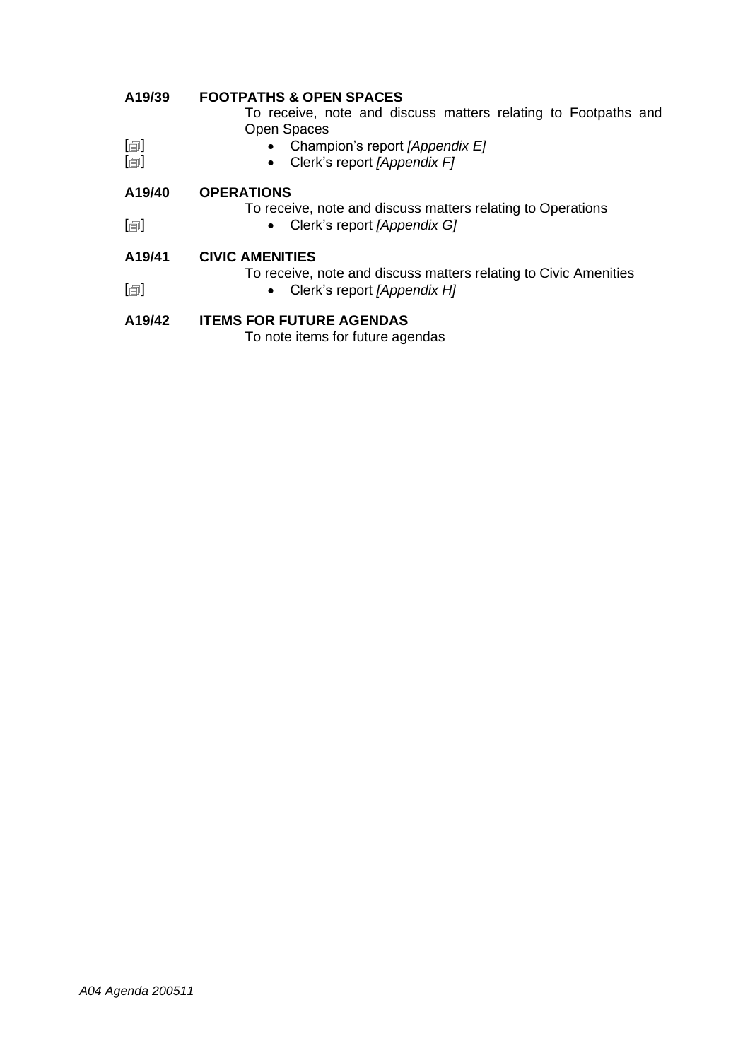**A19/39 FOOTPATHS & OPEN SPACES**

To receive, note and discuss matters relating to Footpaths and Open Spaces

[🗐] • Champion's report *[Appendix E]*
[🗐] • Clerk's report *[Appendix F]*

**A19/40 OPERATIONS**

To receive, note and discuss matters relating to Operations

[🗐] • Clerk's report *[Appendix G]*

**A19/41 CIVIC AMENITIES**

To receive, note and discuss matters relating to Civic Amenities

[🗐] • Clerk's report *[Appendix H]*

**A19/42 ITEMS FOR FUTURE AGENDAS**

To note items for future agendas